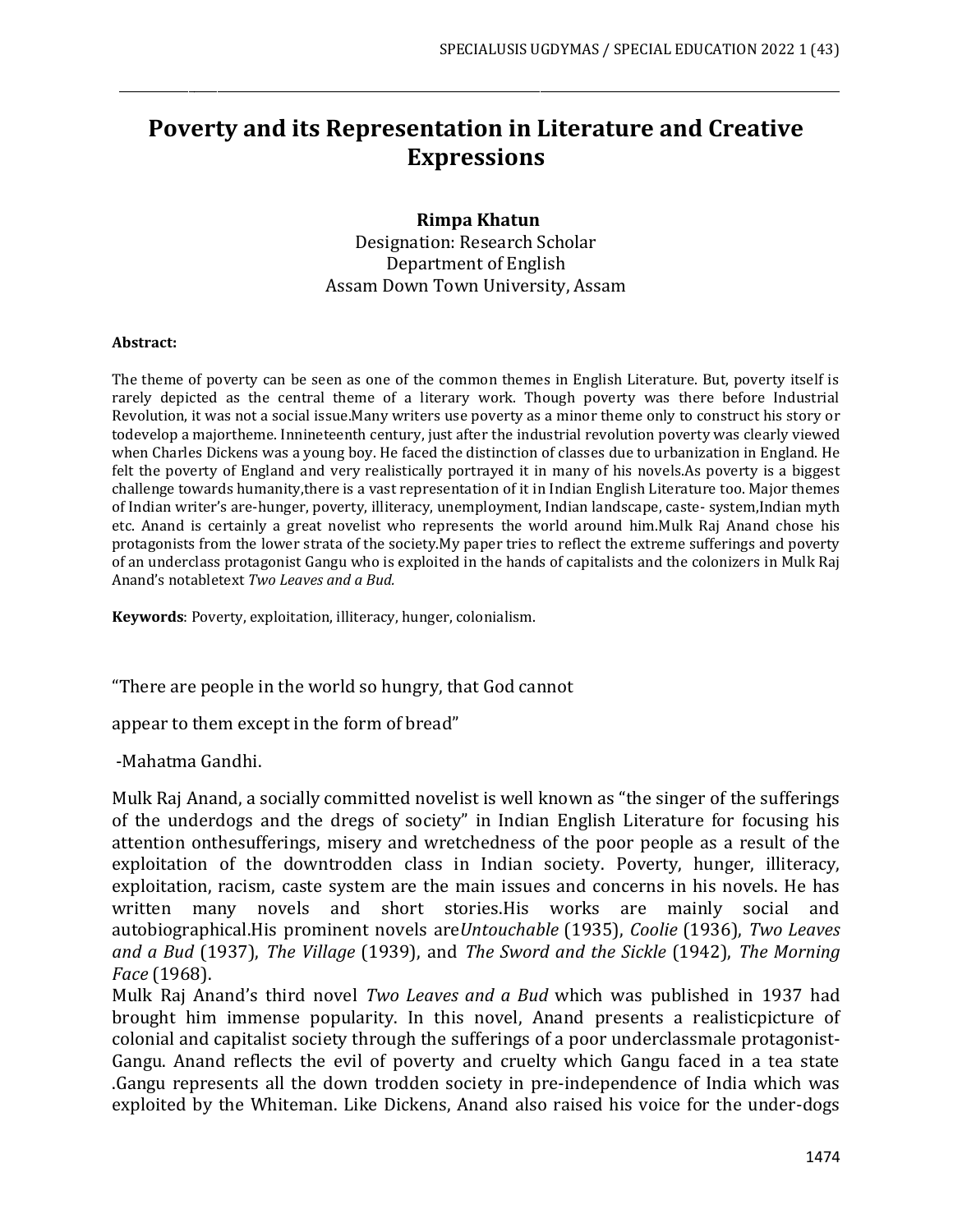# Poverty and its Representation in Literature and Creative Expressions

**Rimpa Khatun**
Designation: Research Scholar
Department of English
Assam Down Town University, Assam

**Abstract:**

The theme of poverty can be seen as one of the common themes in English Literature. But, poverty itself is rarely depicted as the central theme of a literary work. Though poverty was there before Industrial Revolution, it was not a social issue.Many writers use poverty as a minor theme only to construct his story or todevelop a majortheme. Innineteenth century, just after the industrial revolution poverty was clearly viewed when Charles Dickens was a young boy. He faced the distinction of classes due to urbanization in England. He felt the poverty of England and very realistically portrayed it in many of his novels.As poverty is a biggest challenge towards humanity,there is a vast representation of it in Indian English Literature too. Major themes of Indian writer's are-hunger, poverty, illiteracy, unemployment, Indian landscape, caste- system,Indian myth etc. Anand is certainly a great novelist who represents the world around him.Mulk Raj Anand chose his protagonists from the lower strata of the society.My paper tries to reflect the extreme sufferings and poverty of an underclass protagonist Gangu who is exploited in the hands of capitalists and the colonizers in Mulk Raj Anand's notabletext *Two Leaves and a Bud.*

**Keywords**: Poverty, exploitation, illiteracy, hunger, colonialism.

"There are people in the world so hungry, that God cannot

appear to them except in the form of bread"

-Mahatma Gandhi.

Mulk Raj Anand, a socially committed novelist is well known as "the singer of the sufferings of the underdogs and the dregs of society" in Indian English Literature for focusing his attention onthesufferings, misery and wretchedness of the poor people as a result of the exploitation of the downtrodden class in Indian society. Poverty, hunger, illiteracy, exploitation, racism, caste system are the main issues and concerns in his novels. He has written many novels and short stories.His works are mainly social and autobiographical.His prominent novels are*Untouchable* (1935), *Coolie* (1936), *Two Leaves and a Bud* (1937), *The Village* (1939), and *The Sword and the Sickle* (1942), *The Morning Face* (1968).

Mulk Raj Anand's third novel *Two Leaves and a Bud* which was published in 1937 had brought him immense popularity. In this novel, Anand presents a realisticpicture of colonial and capitalist society through the sufferings of a poor underclassmale protagonist-Gangu. Anand reflects the evil of poverty and cruelty which Gangu faced in a tea state .Gangu represents all the down trodden society in pre-independence of India which was exploited by the Whiteman. Like Dickens, Anand also raised his voice for the under-dogs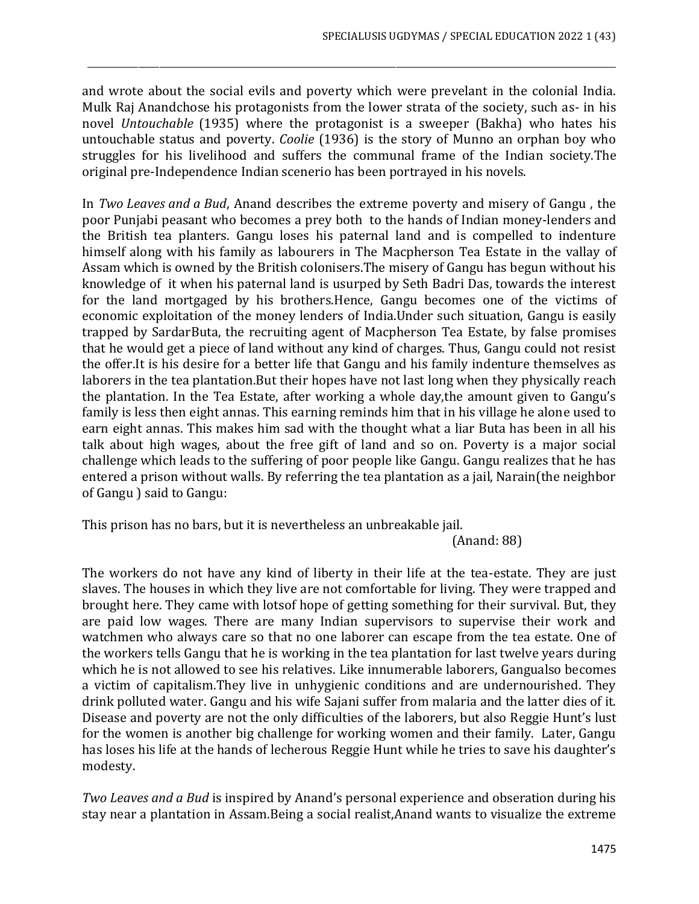and wrote about the social evils and poverty which were prevelant in the colonial India. Mulk Raj Anandchose his protagonists from the lower strata of the society, such as- in his novel *Untouchable* (1935) where the protagonist is a sweeper (Bakha) who hates his untouchable status and poverty. *Coolie* (1936) is the story of Munno an orphan boy who struggles for his livelihood and suffers the communal frame of the Indian society.The original pre-Independence Indian scenerio has been portrayed in his novels.

In *Two Leaves and a Bud*, Anand describes the extreme poverty and misery of Gangu , the poor Punjabi peasant who becomes a prey both to the hands of Indian money-lenders and the British tea planters. Gangu loses his paternal land and is compelled to indenture himself along with his family as labourers in The Macpherson Tea Estate in the vallay of Assam which is owned by the British colonisers.The misery of Gangu has begun without his knowledge of it when his paternal land is usurped by Seth Badri Das, towards the interest for the land mortgaged by his brothers.Hence, Gangu becomes one of the victims of economic exploitation of the money lenders of India.Under such situation, Gangu is easily trapped by SardarButa, the recruiting agent of Macpherson Tea Estate, by false promises that he would get a piece of land without any kind of charges. Thus, Gangu could not resist the offer.It is his desire for a better life that Gangu and his family indenture themselves as laborers in the tea plantation.But their hopes have not last long when they physically reach the plantation. In the Tea Estate, after working a whole day,the amount given to Gangu's family is less then eight annas. This earning reminds him that in his village he alone used to earn eight annas. This makes him sad with the thought what a liar Buta has been in all his talk about high wages, about the free gift of land and so on. Poverty is a major social challenge which leads to the suffering of poor people like Gangu. Gangu realizes that he has entered a prison without walls. By referring the tea plantation as a jail, Narain(the neighbor of Gangu ) said to Gangu:

This prison has no bars, but it is nevertheless an unbreakable jail.
(Anand: 88)

The workers do not have any kind of liberty in their life at the tea-estate. They are just slaves. The houses in which they live are not comfortable for living. They were trapped and brought here. They came with lotsof hope of getting something for their survival. But, they are paid low wages. There are many Indian supervisors to supervise their work and watchmen who always care so that no one laborer can escape from the tea estate. One of the workers tells Gangu that he is working in the tea plantation for last twelve years during which he is not allowed to see his relatives. Like innumerable laborers, Gangualso becomes a victim of capitalism.They live in unhygienic conditions and are undernourished. They drink polluted water. Gangu and his wife Sajani suffer from malaria and the latter dies of it. Disease and poverty are not the only difficulties of the laborers, but also Reggie Hunt's lust for the women is another big challenge for working women and their family. Later, Gangu has loses his life at the hands of lecherous Reggie Hunt while he tries to save his daughter's modesty.

*Two Leaves and a Bud* is inspired by Anand's personal experience and obseration during his stay near a plantation in Assam.Being a social realist,Anand wants to visualize the extreme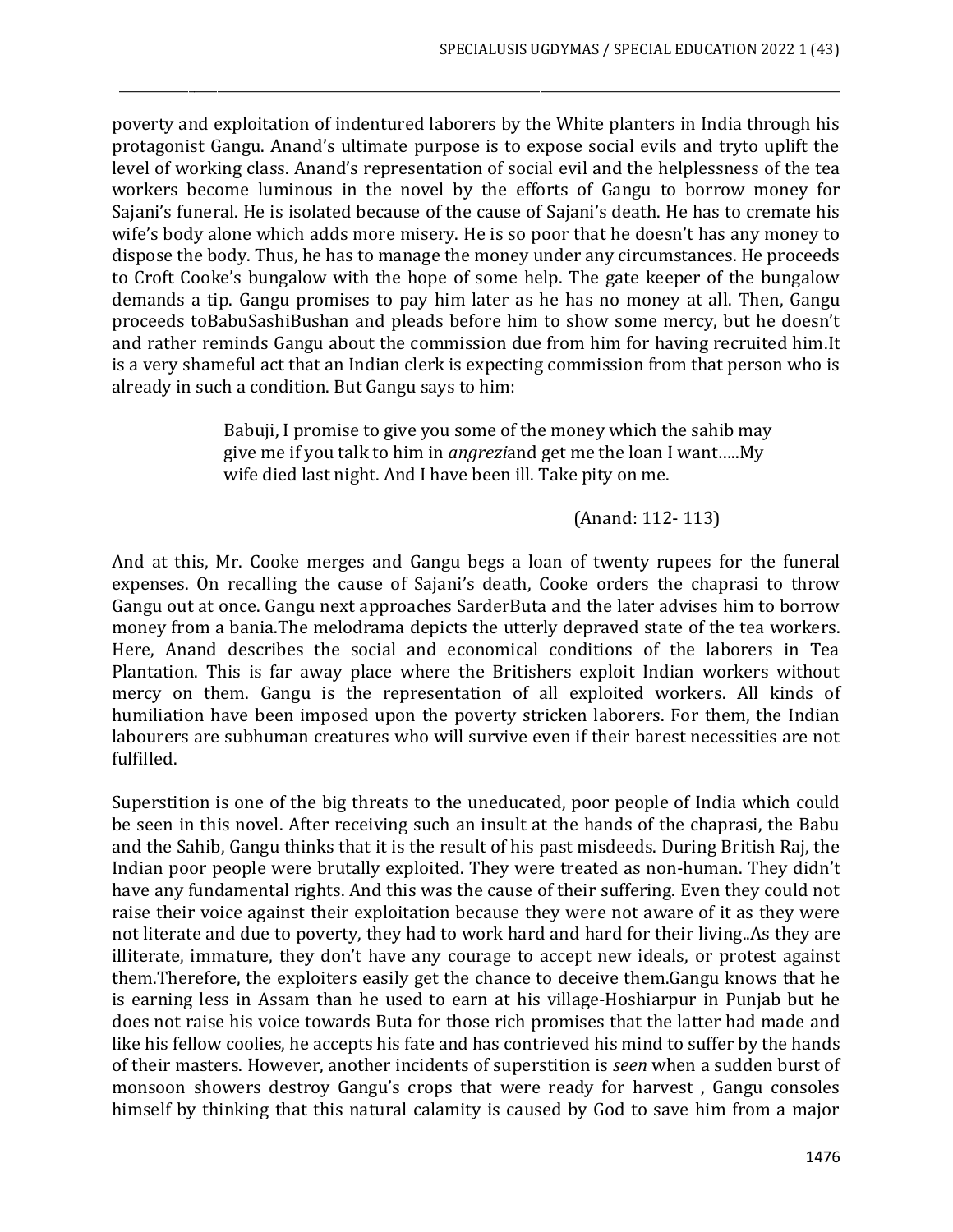poverty and exploitation of indentured laborers by the White planters in India through his protagonist Gangu. Anand's ultimate purpose is to expose social evils and tryto uplift the level of working class. Anand's representation of social evil and the helplessness of the tea workers become luminous in the novel by the efforts of Gangu to borrow money for Sajani's funeral. He is isolated because of the cause of Sajani's death. He has to cremate his wife's body alone which adds more misery. He is so poor that he doesn't has any money to dispose the body. Thus, he has to manage the money under any circumstances. He proceeds to Croft Cooke's bungalow with the hope of some help. The gate keeper of the bungalow demands a tip. Gangu promises to pay him later as he has no money at all. Then, Gangu proceeds toBabuSashiBushan and pleads before him to show some mercy, but he doesn't and rather reminds Gangu about the commission due from him for having recruited him.It is a very shameful act that an Indian clerk is expecting commission from that person who is already in such a condition. But Gangu says to him:

> Babuji, I promise to give you some of the money which the sahib may give me if you talk to him in *angrezi*and get me the loan I want.....My wife died last night. And I have been ill. Take pity on me.
>
> (Anand: 112- 113)

And at this, Mr. Cooke merges and Gangu begs a loan of twenty rupees for the funeral expenses. On recalling the cause of Sajani's death, Cooke orders the chaprasi to throw Gangu out at once. Gangu next approaches SarderButa and the later advises him to borrow money from a bania.The melodrama depicts the utterly depraved state of the tea workers. Here, Anand describes the social and economical conditions of the laborers in Tea Plantation. This is far away place where the Britishers exploit Indian workers without mercy on them. Gangu is the representation of all exploited workers. All kinds of humiliation have been imposed upon the poverty stricken laborers. For them, the Indian labourers are subhuman creatures who will survive even if their barest necessities are not fulfilled.

Superstition is one of the big threats to the uneducated, poor people of India which could be seen in this novel. After receiving such an insult at the hands of the chaprasi, the Babu and the Sahib, Gangu thinks that it is the result of his past misdeeds. During British Raj, the Indian poor people were brutally exploited. They were treated as non-human. They didn't have any fundamental rights. And this was the cause of their suffering. Even they could not raise their voice against their exploitation because they were not aware of it as they were not literate and due to poverty, they had to work hard and hard for their living..As they are illiterate, immature, they don't have any courage to accept new ideals, or protest against them.Therefore, the exploiters easily get the chance to deceive them.Gangu knows that he is earning less in Assam than he used to earn at his village-Hoshiarpur in Punjab but he does not raise his voice towards Buta for those rich promises that the latter had made and like his fellow coolies, he accepts his fate and has contrieved his mind to suffer by the hands of their masters. However, another incidents of superstition is *seen* when a sudden burst of monsoon showers destroy Gangu's crops that were ready for harvest , Gangu consoles himself by thinking that this natural calamity is caused by God to save him from a major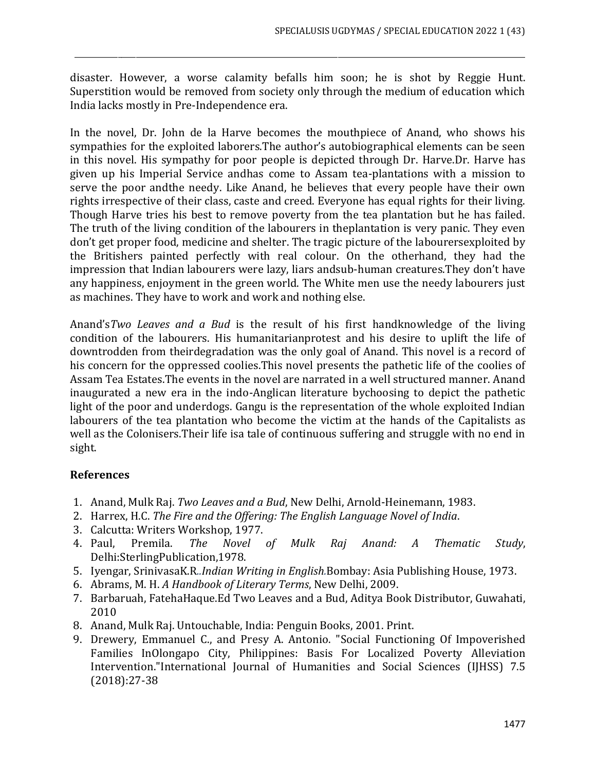disaster. However, a worse calamity befalls him soon; he is shot by Reggie Hunt. Superstition would be removed from society only through the medium of education which India lacks mostly in Pre-Independence era.

In the novel, Dr. John de la Harve becomes the mouthpiece of Anand, who shows his sympathies for the exploited laborers.The author's autobiographical elements can be seen in this novel. His sympathy for poor people is depicted through Dr. Harve.Dr. Harve has given up his Imperial Service andhas come to Assam tea-plantations with a mission to serve the poor andthe needy. Like Anand, he believes that every people have their own rights irrespective of their class, caste and creed. Everyone has equal rights for their living. Though Harve tries his best to remove poverty from the tea plantation but he has failed. The truth of the living condition of the labourers in theplantation is very panic. They even don't get proper food, medicine and shelter. The tragic picture of the laboursexploited by the Britishers painted perfectly with real colour. On the otherhand, they had the impression that Indian labourers were lazy, liars andsub-human creatures.They don't have any happiness, enjoyment in the green world. The White men use the needy labourers just as machines. They have to work and work and nothing else.

Anand's*Two Leaves and a Bud* is the result of his first handknowledge of the living condition of the labourers. His humanitarianprotest and his desire to uplift the life of downtrodden from theirdegradation was the only goal of Anand. This novel is a record of his concern for the oppressed coolies.This novel presents the pathetic life of the coolies of Assam Tea Estates.The events in the novel are narrated in a well structured manner. Anand inaugurated a new era in the indo-Anglican literature bychoosing to depict the pathetic light of the poor and underdogs. Gangu is the representation of the whole exploited Indian labourers of the tea plantation who become the victim at the hands of the Capitalists as well as the Colonisers.Their life isa tale of continuous suffering and struggle with no end in sight.

## References

1. Anand, Mulk Raj. *Two Leaves and a Bud*, New Delhi, Arnold-Heinemann, 1983.
2. Harrex, H.C. *The Fire and the Offering: The English Language Novel of India*.
3. Calcutta: Writers Workshop, 1977.
4. Paul, Premila. *The Novel of Mulk Raj Anand: A Thematic Study*, Delhi:SterlingPublication,1978.
5. Iyengar, SrinivasaK.R.*.Indian Writing in English.*Bombay: Asia Publishing House, 1973.
6. Abrams, M. H. *A Handbook of Literary Terms*, New Delhi, 2009.
7. Barbaruah, FatehaHaque.Ed Two Leaves and a Bud, Aditya Book Distributor, Guwahati, 2010
8. Anand, Mulk Raj. Untouchable, India: Penguin Books, 2001. Print.
9. Drewery, Emmanuel C., and Presy A. Antonio. "Social Functioning Of Impoverished Families InOlongapo City, Philippines: Basis For Localized Poverty Alleviation Intervention."International Journal of Humanities and Social Sciences (IJHSS) 7.5 (2018):27-38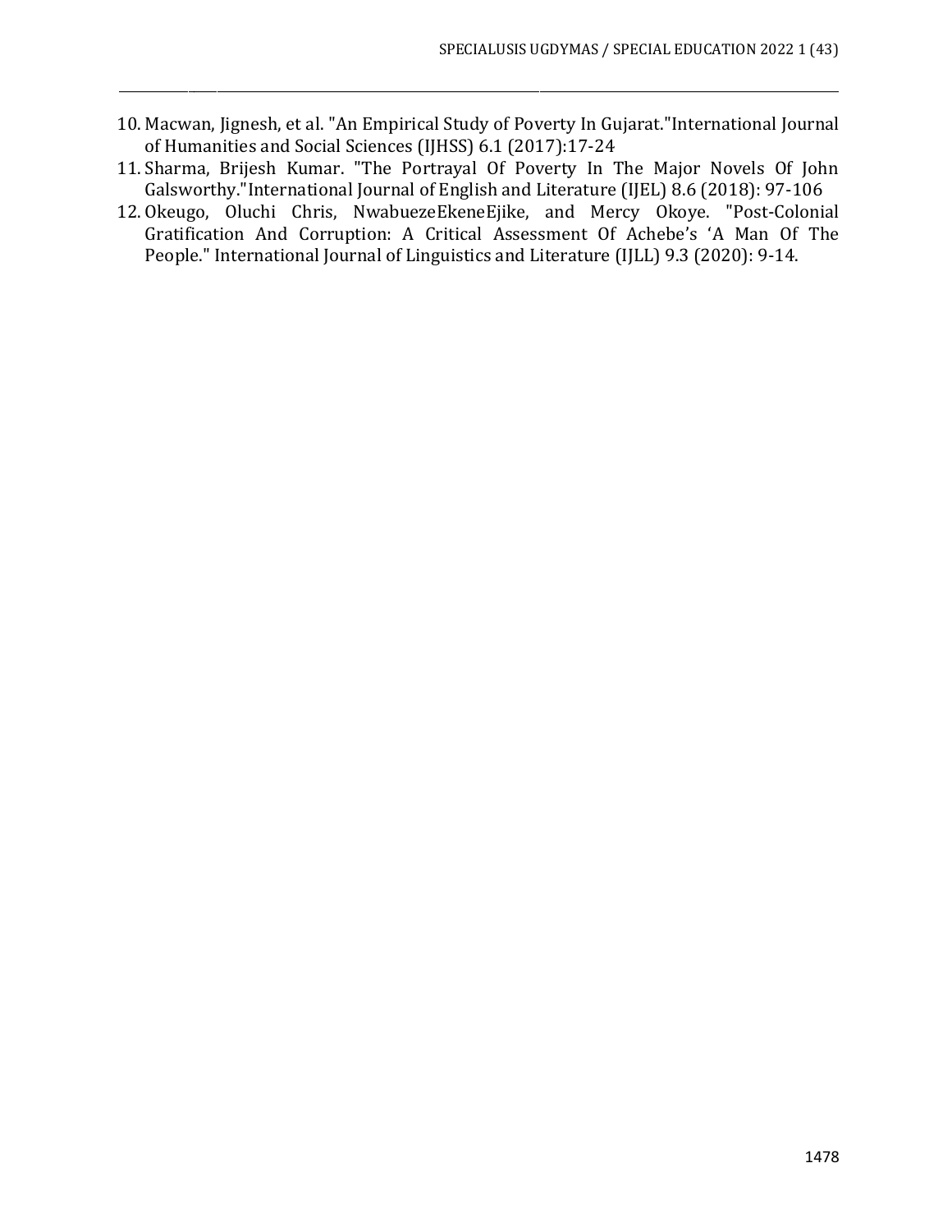10. Macwan, Jignesh, et al. "An Empirical Study of Poverty In Gujarat."International Journal of Humanities and Social Sciences (IJHSS) 6.1 (2017):17-24
11. Sharma, Brijesh Kumar. "The Portrayal Of Poverty In The Major Novels Of John Galsworthy."International Journal of English and Literature (IJEL) 8.6 (2018): 97-106
12. Okeugo, Oluchi Chris, NwabuezeEkeneEjike, and Mercy Okoye. "Post-Colonial Gratification And Corruption: A Critical Assessment Of Achebe's 'A Man Of The People." International Journal of Linguistics and Literature (IJLL) 9.3 (2020): 9-14.